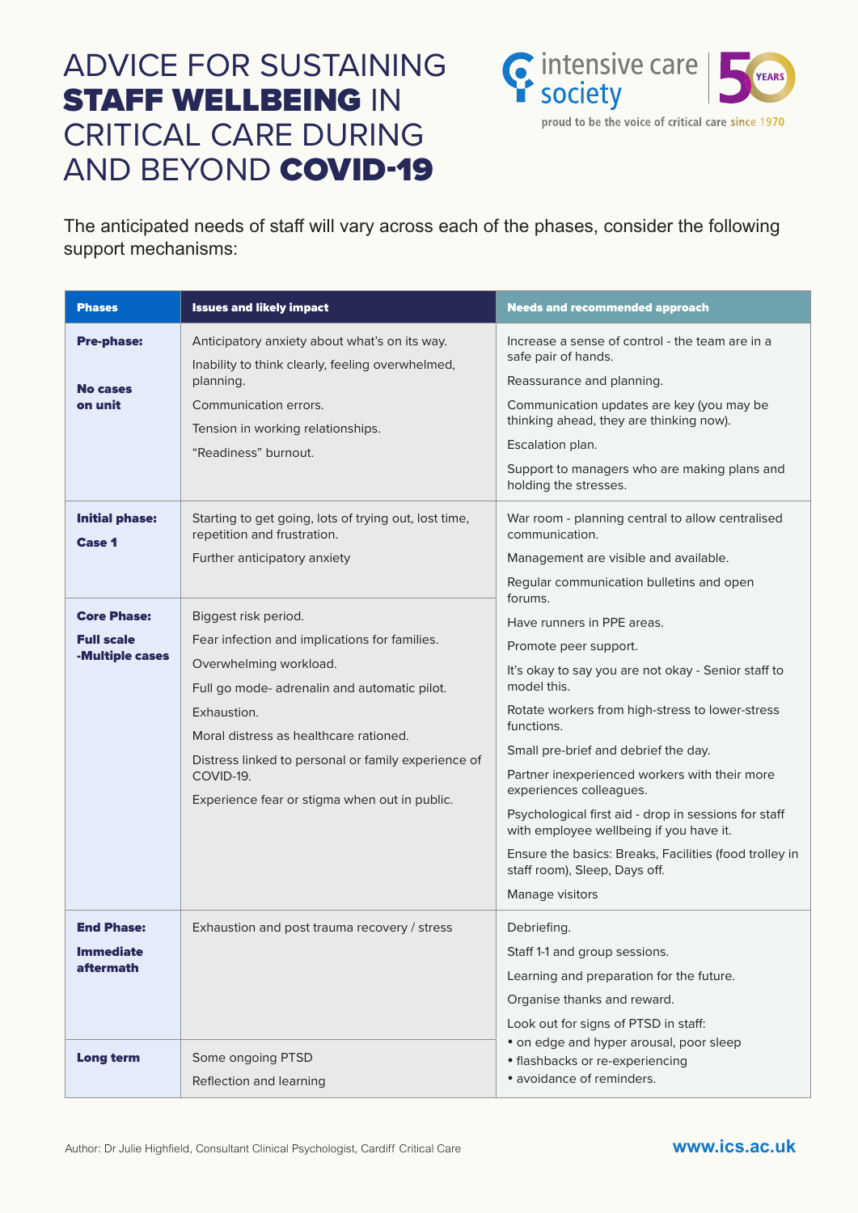# ADVICE FOR SUSTAINING **STAFF WELLBEING** IN CRITICAL CARE DURING AND BEYOND **COVID-19**

intensive care society
proud to be the voice of critical care since 1970

The anticipated needs of staff will vary across each of the phases, consider the following support mechanisms:

| Phases | Issues and likely impact | Needs and recommended approach |
|---|---|---|
| **Pre-phase:**<br><br>**No cases on unit** | Anticipatory anxiety about what's on its way.<br>Inability to think clearly, feeling overwhelmed, planning.<br>Communication errors.<br>Tension in working relationships.<br>"Readiness" burnout. | Increase a sense of control - the team are in a safe pair of hands.<br>Reassurance and planning.<br>Communication updates are key (you may be thinking ahead, they are thinking now).<br>Escalation plan.<br>Support to managers who are making plans and holding the stresses. |
| **Initial phase:**<br>**Case 1** | Starting to get going, lots of trying out, lost time, repetition and frustration.<br>Further anticipatory anxiety | War room - planning central to allow centralised communication.<br>Management are visible and available.<br>Regular communication bulletins and open forums.<br>Have runners in PPE areas.<br>Promote peer support.<br>It's okay to say you are not okay - Senior staff to model this.<br>Rotate workers from high-stress to lower-stress functions.<br>Small pre-brief and debrief the day.<br>Partner inexperienced workers with their more experiences colleagues.<br>Psychological first aid - drop in sessions for staff with employee wellbeing if you have it.<br>Ensure the basics: Breaks, Facilities (food trolley in staff room), Sleep, Days off.<br>Manage visitors |
| **Core Phase:**<br>**Full scale -Multiple cases** | Biggest risk period.<br>Fear infection and implications for families.<br>Overwhelming workload.<br>Full go mode- adrenalin and automatic pilot.<br>Exhaustion.<br>Moral distress as healthcare rationed.<br>Distress linked to personal or family experience of COVID-19.<br>Experience fear or stigma when out in public. | |
| **End Phase:**<br>**Immediate aftermath** | Exhaustion and post trauma recovery / stress | Debriefing.<br>Staff 1-1 and group sessions.<br>Learning and preparation for the future.<br>Organise thanks and reward.<br>Look out for signs of PTSD in staff:<br>• on edge and hyper arousal, poor sleep<br>• flashbacks or re-experiencing<br>• avoidance of reminders. |
| **Long term** | Some ongoing PTSD<br>Reflection and learning | |

Author: Dr Julie Highfield, Consultant Clinical Psychologist, Cardiff Critical Care

**www.ics.ac.uk**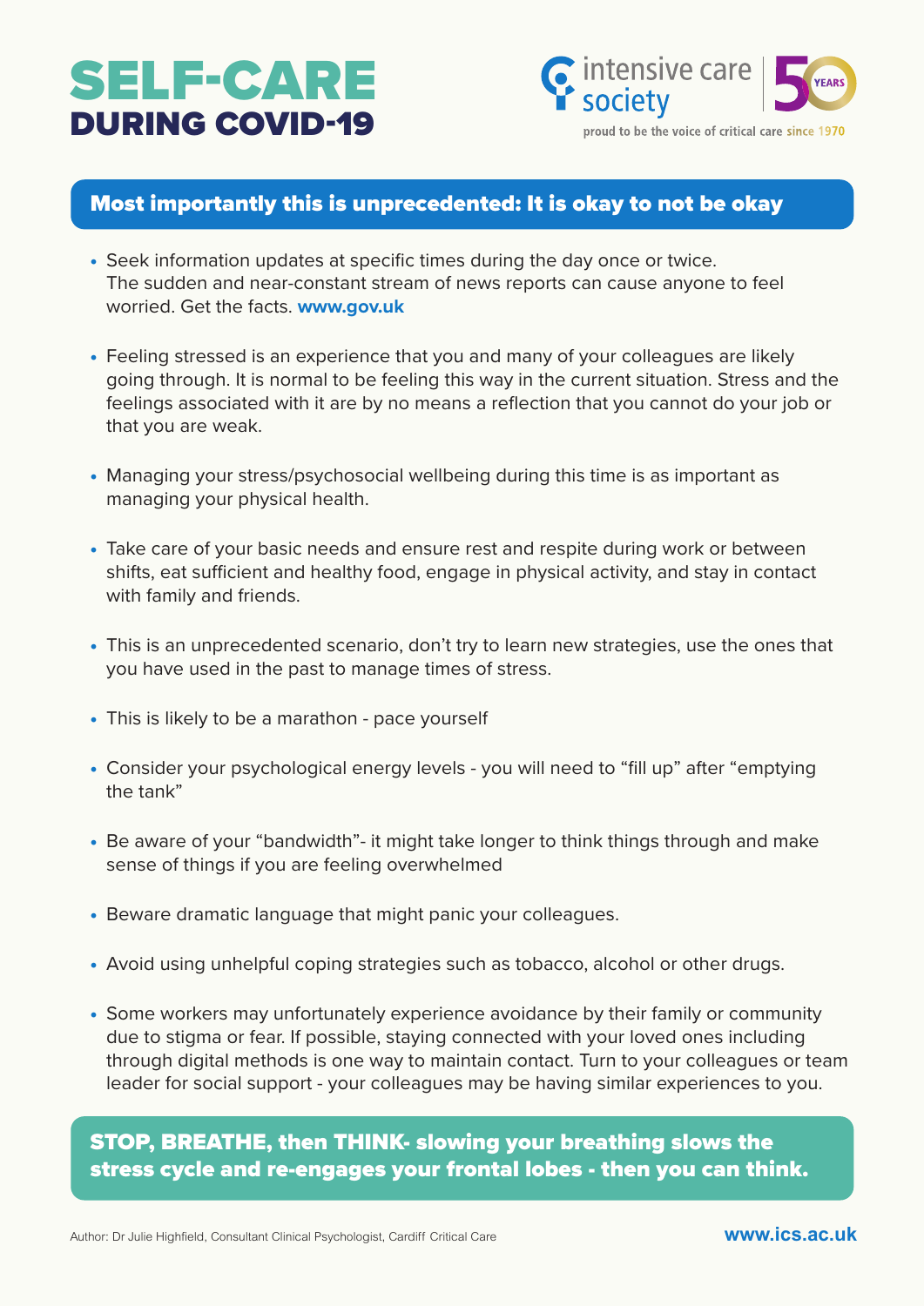# SELF-CARE
## DURING COVID-19

intensive care society

proud to be the voice of critical care since 1970

### Most importantly this is unprecedented: It is okay to not be okay

- Seek information updates at specific times during the day once or twice. The sudden and near-constant stream of news reports can cause anyone to feel worried. Get the facts. **www.gov.uk**
- Feeling stressed is an experience that you and many of your colleagues are likely going through. It is normal to be feeling this way in the current situation. Stress and the feelings associated with it are by no means a reflection that you cannot do your job or that you are weak.
- Managing your stress/psychosocial wellbeing during this time is as important as managing your physical health.
- Take care of your basic needs and ensure rest and respite during work or between shifts, eat sufficient and healthy food, engage in physical activity, and stay in contact with family and friends.
- This is an unprecedented scenario, don't try to learn new strategies, use the ones that you have used in the past to manage times of stress.
- This is likely to be a marathon - pace yourself
- Consider your psychological energy levels - you will need to "fill up" after "emptying the tank"
- Be aware of your "bandwidth"- it might take longer to think things through and make sense of things if you are feeling overwhelmed
- Beware dramatic language that might panic your colleagues.
- Avoid using unhelpful coping strategies such as tobacco, alcohol or other drugs.
- Some workers may unfortunately experience avoidance by their family or community due to stigma or fear. If possible, staying connected with your loved ones including through digital methods is one way to maintain contact. Turn to your colleagues or team leader for social support - your colleagues may be having similar experiences to you.

**STOP, BREATHE, then THINK- slowing your breathing slows the stress cycle and re-engages your frontal lobes - then you can think.**

Author: Dr Julie Highfield, Consultant Clinical Psychologist, Cardiff Critical Care

**www.ics.ac.uk**